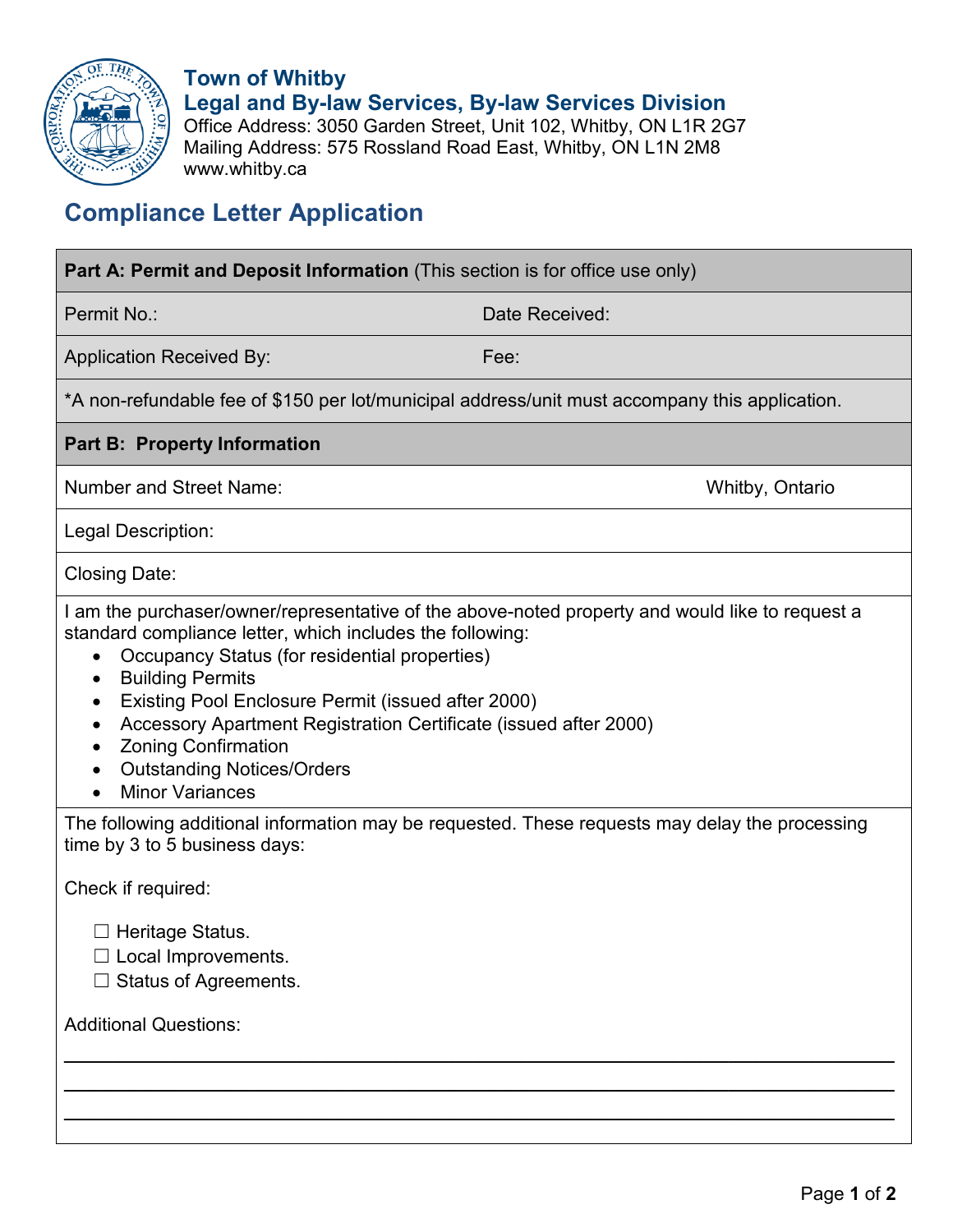**Town of Whitby**
**Legal and By-law Services, By-law Services Division**
Office Address: 3050 Garden Street, Unit 102, Whitby, ON L1R 2G7
Mailing Address: 575 Rossland Road East, Whitby, ON L1N 2M8
www.whitby.ca

# Compliance Letter Application

| **Part A: Permit and Deposit Information** (This section is for office use only) | |
|---|---|
| Permit No.: | Date Received: |
| Application Received By: | Fee: |
| *A non-refundable fee of $150 per lot/municipal address/unit must accompany this application. | |

**Part B: Property Information**

Number and Street Name: Whitby, Ontario

Legal Description:

Closing Date:

I am the purchaser/owner/representative of the above-noted property and would like to request a standard compliance letter, which includes the following:

- Occupancy Status (for residential properties)
- Building Permits
- Existing Pool Enclosure Permit (issued after 2000)
- Accessory Apartment Registration Certificate (issued after 2000)
- Zoning Confirmation
- Outstanding Notices/Orders
- Minor Variances

The following additional information may be requested. These requests may delay the processing time by 3 to 5 business days:

Check if required:

☐ Heritage Status.
☐ Local Improvements.
☐ Status of Agreements.

Additional Questions:

___

___

___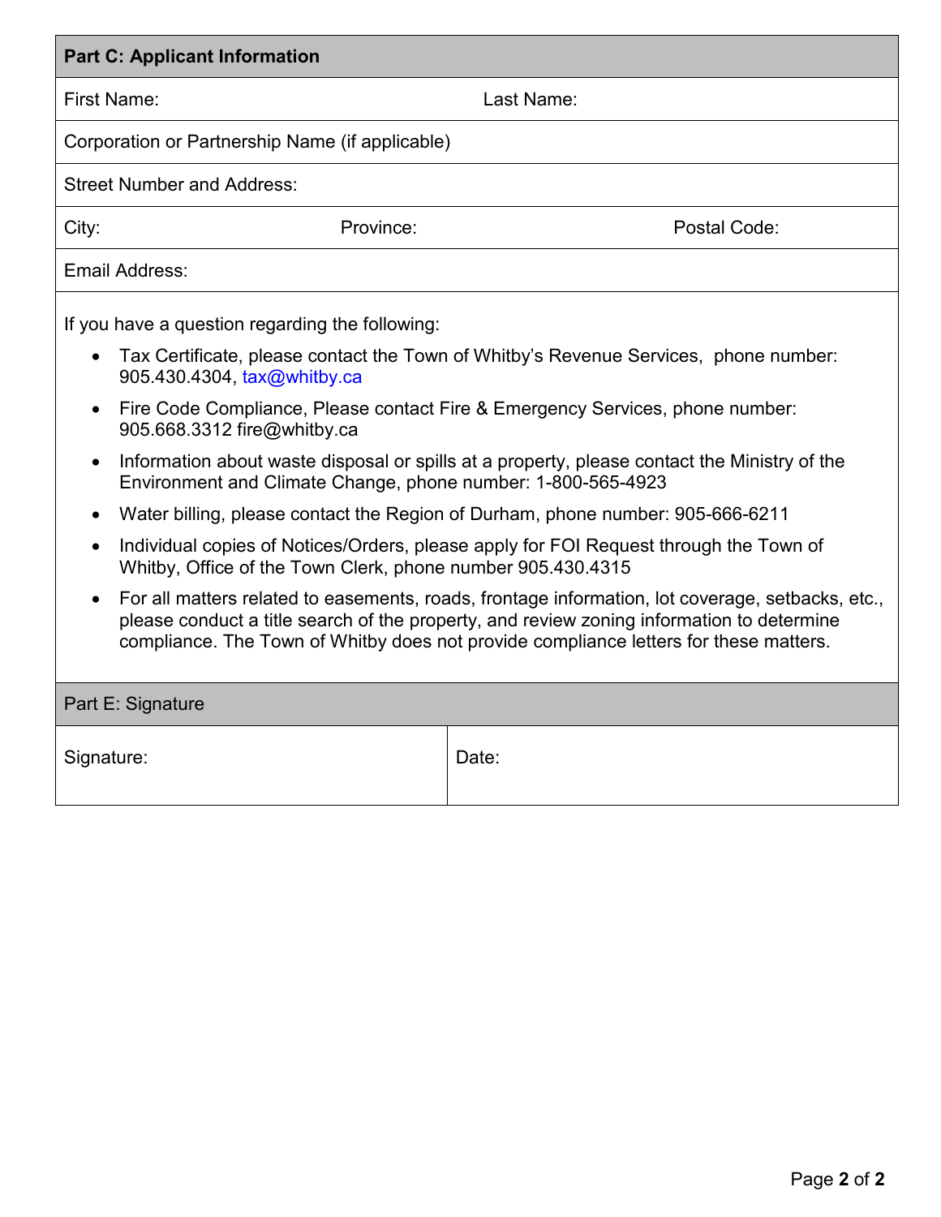## Part C: Applicant Information

| | |
|---|---|
| First Name: | Last Name: |
| Corporation or Partnership Name (if applicable) | |
| Street Number and Address: | |

| | | |
|---|---|---|
| City: | Province: | Postal Code: |
| Email Address: | | |

If you have a question regarding the following:

- Tax Certificate, please contact the Town of Whitby's Revenue Services, phone number: 905.430.4304, tax@whitby.ca
- Fire Code Compliance, Please contact Fire & Emergency Services, phone number: 905.668.3312 fire@whitby.ca
- Information about waste disposal or spills at a property, please contact the Ministry of the Environment and Climate Change, phone number: 1-800-565-4923
- Water billing, please contact the Region of Durham, phone number: 905-666-6211
- Individual copies of Notices/Orders, please apply for FOI Request through the Town of Whitby, Office of the Town Clerk, phone number 905.430.4315
- For all matters related to easements, roads, frontage information, lot coverage, setbacks, etc., please conduct a title search of the property, and review zoning information to determine compliance. The Town of Whitby does not provide compliance letters for these matters.

## Part E: Signature

| | |
|---|---|
| Signature: | Date: |